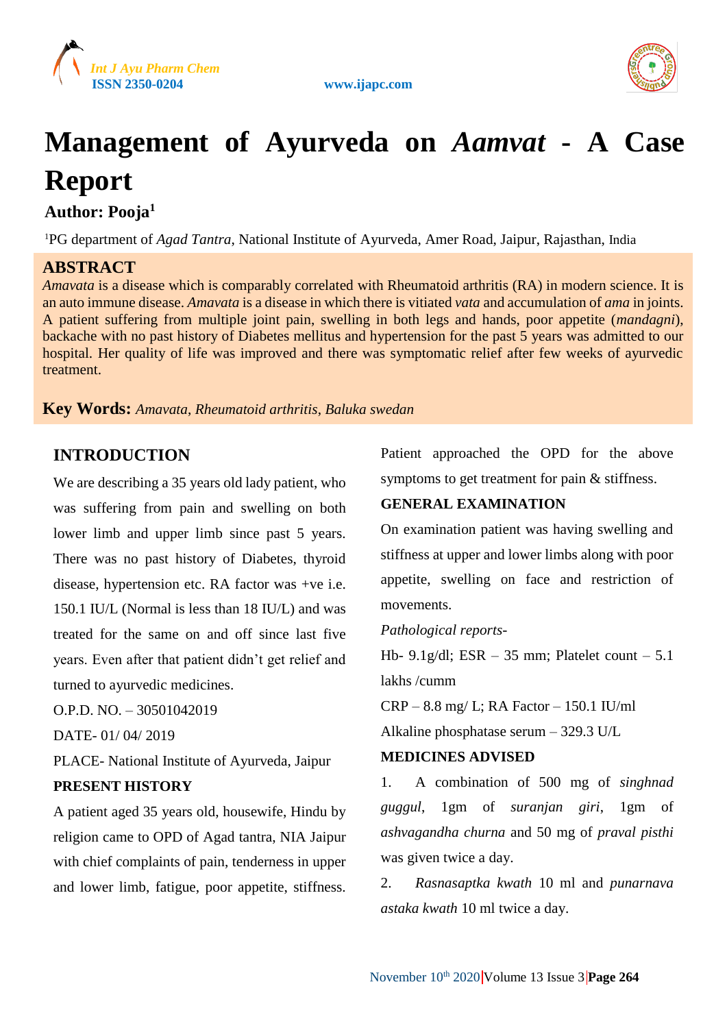# Management of Ayurveda on *Aamvat* - A Case Report

**Author: Pooja[1]**

[1]PG department of *Agad Tantra*, National Institute of Ayurveda, Amer Road, Jaipur, Rajasthan, India

## ABSTRACT

*Amavata* is a disease which is comparably correlated with Rheumatoid arthritis (RA) in modern science. It is an auto immune disease. *Amavata* is a disease in which there is vitiated *vata* and accumulation of *ama* in joints. A patient suffering from multiple joint pain, swelling in both legs and hands, poor appetite (*mandagni*), backache with no past history of Diabetes mellitus and hypertension for the past 5 years was admitted to our hospital. Her quality of life was improved and there was symptomatic relief after few weeks of ayurvedic treatment.

**Key Words:** *Amavata, Rheumatoid arthritis, Baluka swedan*

## INTRODUCTION

We are describing a 35 years old lady patient, who was suffering from pain and swelling on both lower limb and upper limb since past 5 years. There was no past history of Diabetes, thyroid disease, hypertension etc. RA factor was +ve i.e. 150.1 IU/L (Normal is less than 18 IU/L) and was treated for the same on and off since last five years. Even after that patient didn't get relief and turned to ayurvedic medicines.

O.P.D. NO. – 30501042019

DATE- 01/ 04/ 2019

PLACE- National Institute of Ayurveda, Jaipur

### PRESENT HISTORY

A patient aged 35 years old, housewife, Hindu by religion came to OPD of Agad tantra, NIA Jaipur with chief complaints of pain, tenderness in upper and lower limb, fatigue, poor appetite, stiffness. Patient approached the OPD for the above symptoms to get treatment for pain & stiffness.

### GENERAL EXAMINATION

On examination patient was having swelling and stiffness at upper and lower limbs along with poor appetite, swelling on face and restriction of movements.

*Pathological reports-*

Hb- 9.1g/dl; ESR – 35 mm; Platelet count – 5.1 lakhs /cumm

CRP – 8.8 mg/ L; RA Factor – 150.1 IU/ml

Alkaline phosphatase serum – 329.3 U/L

### MEDICINES ADVISED

1. A combination of 500 mg of *singhnad guggul*, 1gm of *suranjan giri*, 1gm of *ashvagandha churna* and 50 mg of *praval pisthi* was given twice a day.
2. *Rasnasaptka kwath* 10 ml and *punarnava astaka kwath* 10 ml twice a day.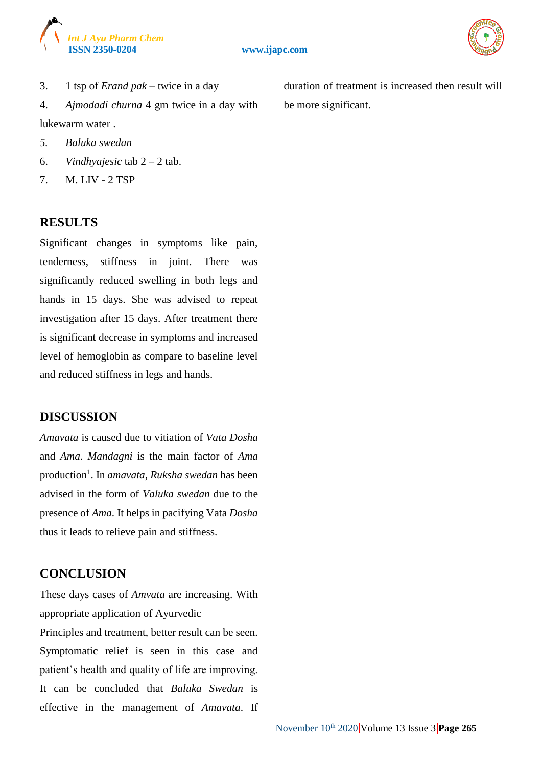3. 1 tsp of *Erand pak* – twice in a day
4. *Ajmodadi churna* 4 gm twice in a day with lukewarm water .
5. *Baluka swedan*
6. *Vindhyajesic* tab 2 – 2 tab.
7. M. LIV - 2 TSP

## RESULTS

Significant changes in symptoms like pain, tenderness, stiffness in joint. There was significantly reduced swelling in both legs and hands in 15 days. She was advised to repeat investigation after 15 days. After treatment there is significant decrease in symptoms and increased level of hemoglobin as compare to baseline level and reduced stiffness in legs and hands.

## DISCUSSION

*Amavata* is caused due to vitiation of *Vata Dosha* and *Ama*. *Mandagni* is the main factor of *Ama* production[1]. In *amavata*, *Ruksha swedan* has been advised in the form of *Valuka swedan* due to the presence of *Ama*. It helps in pacifying Vata *Dosha* thus it leads to relieve pain and stiffness.

## CONCLUSION

These days cases of *Amvata* are increasing. With appropriate application of Ayurvedic Principles and treatment, better result can be seen. Symptomatic relief is seen in this case and patient's health and quality of life are improving. It can be concluded that *Baluka Swedan* is effective in the management of *Amavata*. If duration of treatment is increased then result will be more significant.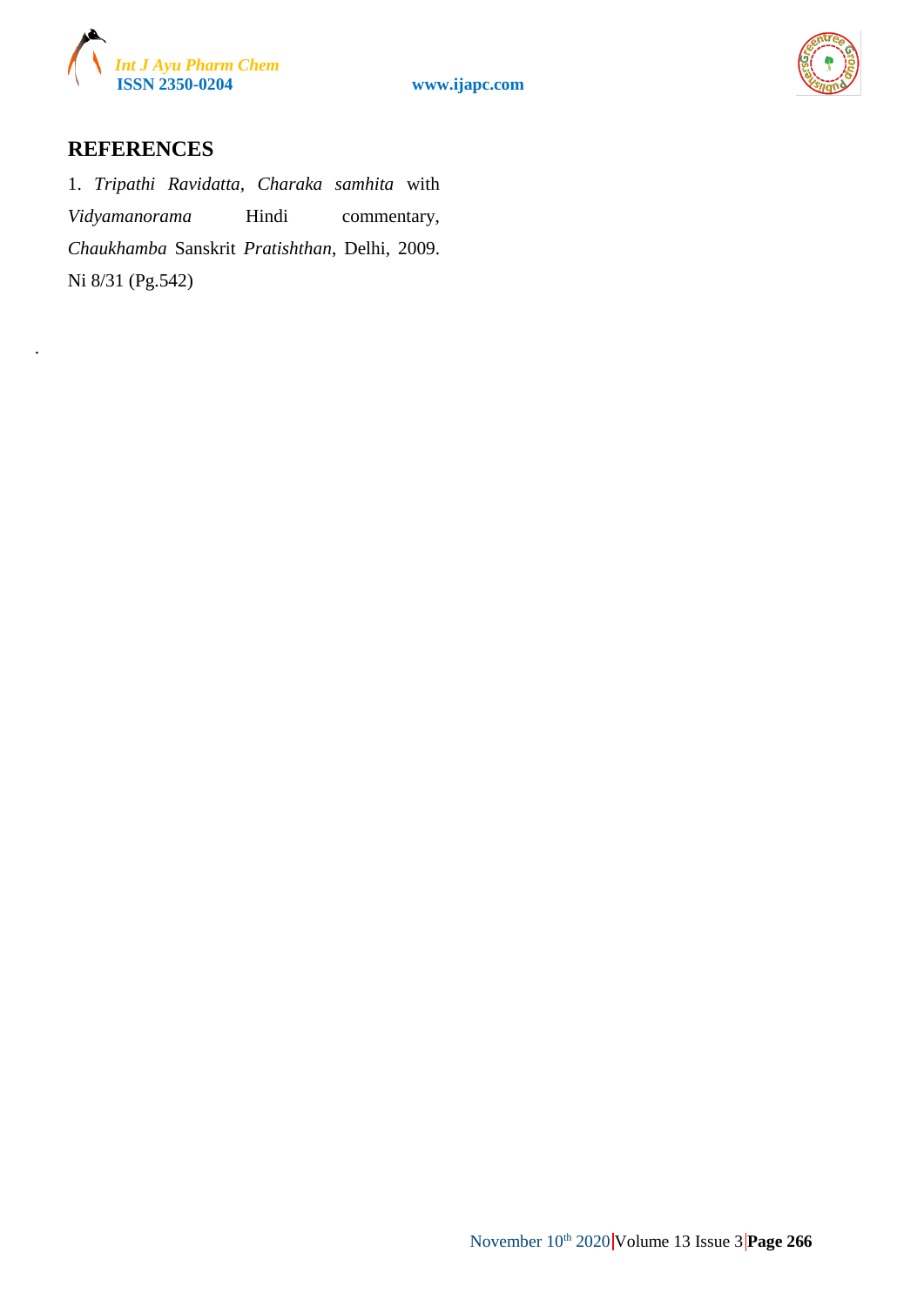## REFERENCES

1. *Tripathi Ravidatta, Charaka samhita* with *Vidyamanorama* Hindi commentary, *Chaukhamba* Sanskrit *Pratishthan*, Delhi, 2009. Ni 8/31 (Pg.542)

.